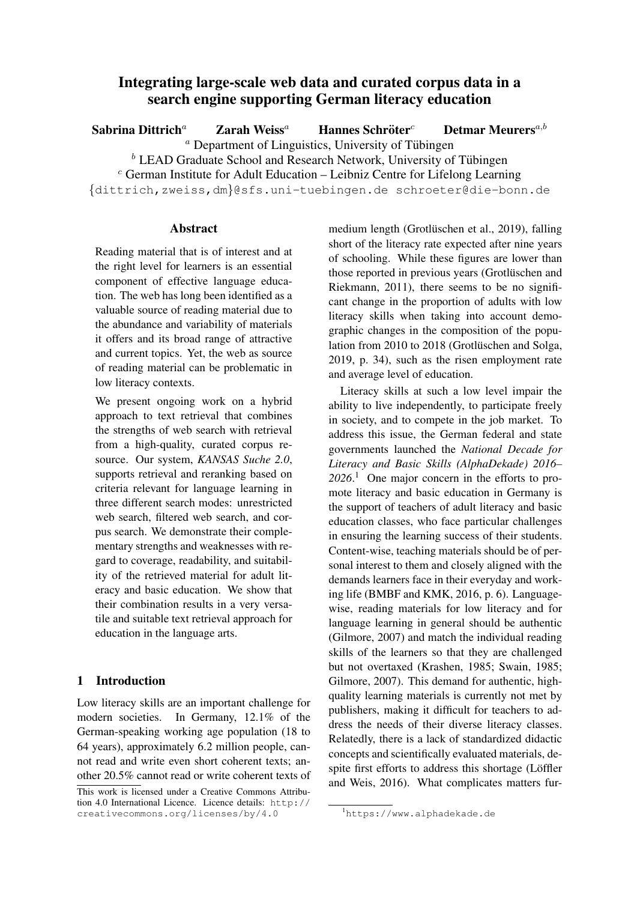# Integrating large-scale web data and curated corpus data in a search engine supporting German literacy education

**Sabrina Dittrich**[a] **Zarah Weiss**[a] **Hannes Schröter**[c] **Detmar Meurers**[a,b]

[a] Department of Linguistics, University of Tübingen

[b] LEAD Graduate School and Research Network, University of Tübingen

[c] German Institute for Adult Education – Leibniz Centre for Lifelong Learning

{dittrich,zweiss,dm}@sfs.uni-tuebingen.de schroeter@die-bonn.de

## Abstract

Reading material that is of interest and at the right level for learners is an essential component of effective language education. The web has long been identified as a valuable source of reading material due to the abundance and variability of materials it offers and its broad range of attractive and current topics. Yet, the web as source of reading material can be problematic in low literacy contexts.

We present ongoing work on a hybrid approach to text retrieval that combines the strengths of web search with retrieval from a high-quality, curated corpus resource. Our system, *KANSAS Suche 2.0*, supports retrieval and reranking based on criteria relevant for language learning in three different search modes: unrestricted web search, filtered web search, and corpus search. We demonstrate their complementary strengths and weaknesses with regard to coverage, readability, and suitability of the retrieved material for adult literacy and basic education. We show that their combination results in a very versatile and suitable text retrieval approach for education in the language arts.

## 1 Introduction

Low literacy skills are an important challenge for modern societies. In Germany, 12.1% of the German-speaking working age population (18 to 64 years), approximately 6.2 million people, cannot read and write even short coherent texts; another 20.5% cannot read or write coherent texts of medium length (Grotlüschen et al., 2019), falling short of the literacy rate expected after nine years of schooling. While these figures are lower than those reported in previous years (Grotlüschen and Riekmann, 2011), there seems to be no significant change in the proportion of adults with low literacy skills when taking into account demographic changes in the composition of the population from 2010 to 2018 (Grotlüschen and Solga, 2019, p. 34), such as the risen employment rate and average level of education.

Literacy skills at such a low level impair the ability to live independently, to participate freely in society, and to compete in the job market. To address this issue, the German federal and state governments launched the *National Decade for Literacy and Basic Skills (AlphaDekade) 2016–2026*.[1] One major concern in the efforts to promote literacy and basic education in Germany is the support of teachers of adult literacy and basic education classes, who face particular challenges in ensuring the learning success of their students. Content-wise, teaching materials should be of personal interest to them and closely aligned with the demands learners face in their everyday and working life (BMBF and KMK, 2016, p. 6). Language-wise, reading materials for low literacy and for language learning in general should be authentic (Gilmore, 2007) and match the individual reading skills of the learners so that they are challenged but not overtaxed (Krashen, 1985; Swain, 1985; Gilmore, 2007). This demand for authentic, high-quality learning materials is currently not met by publishers, making it difficult for teachers to address the needs of their diverse literacy classes. Relatedly, there is a lack of standardized didactic concepts and scientifically evaluated materials, despite first efforts to address this shortage (Löffler and Weis, 2016). What complicates matters fur-

This work is licensed under a Creative Commons Attribution 4.0 International Licence. Licence details: http://creativecommons.org/licenses/by/4.0

[1] https://www.alphadekade.de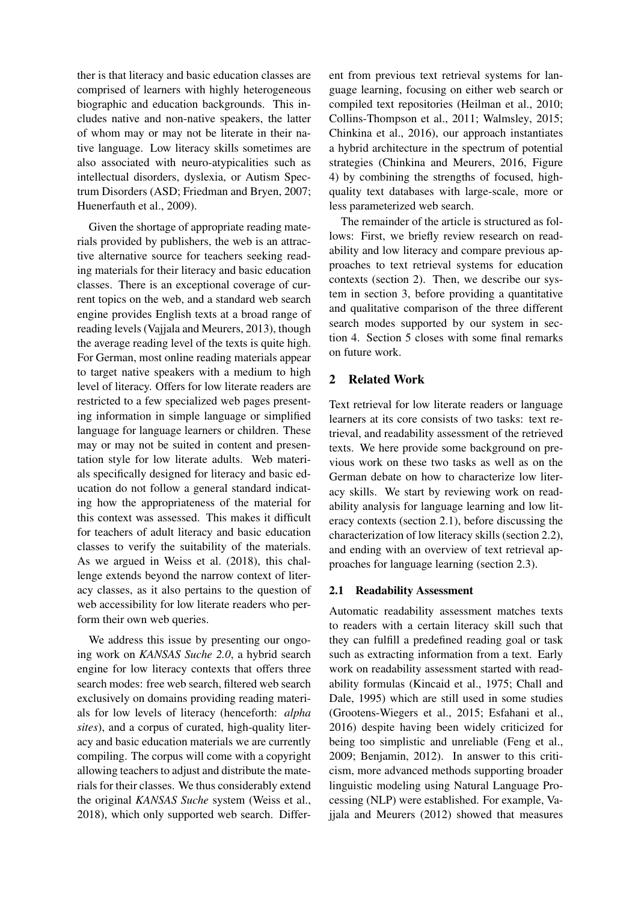ther is that literacy and basic education classes are comprised of learners with highly heterogeneous biographic and education backgrounds. This includes native and non-native speakers, the latter of whom may or may not be literate in their native language. Low literacy skills sometimes are also associated with neuro-atypicalities such as intellectual disorders, dyslexia, or Autism Spectrum Disorders (ASD; Friedman and Bryen, 2007; Huenerfauth et al., 2009).

Given the shortage of appropriate reading materials provided by publishers, the web is an attractive alternative source for teachers seeking reading materials for their literacy and basic education classes. There is an exceptional coverage of current topics on the web, and a standard web search engine provides English texts at a broad range of reading levels (Vajjala and Meurers, 2013), though the average reading level of the texts is quite high. For German, most online reading materials appear to target native speakers with a medium to high level of literacy. Offers for low literate readers are restricted to a few specialized web pages presenting information in simple language or simplified language for language learners or children. These may or may not be suited in content and presentation style for low literate adults. Web materials specifically designed for literacy and basic education do not follow a general standard indicating how the appropriateness of the material for this context was assessed. This makes it difficult for teachers of adult literacy and basic education classes to verify the suitability of the materials. As we argued in Weiss et al. (2018), this challenge extends beyond the narrow context of literacy classes, as it also pertains to the question of web accessibility for low literate readers who perform their own web queries.

We address this issue by presenting our ongoing work on *KANSAS Suche 2.0*, a hybrid search engine for low literacy contexts that offers three search modes: free web search, filtered web search exclusively on domains providing reading materials for low levels of literacy (henceforth: *alpha sites*), and a corpus of curated, high-quality literacy and basic education materials we are currently compiling. The corpus will come with a copyright allowing teachers to adjust and distribute the materials for their classes. We thus considerably extend the original *KANSAS Suche* system (Weiss et al., 2018), which only supported web search. Different from previous text retrieval systems for language learning, focusing on either web search or compiled text repositories (Heilman et al., 2010; Collins-Thompson et al., 2011; Walmsley, 2015; Chinkina et al., 2016), our approach instantiates a hybrid architecture in the spectrum of potential strategies (Chinkina and Meurers, 2016, Figure 4) by combining the strengths of focused, high-quality text databases with large-scale, more or less parameterized web search.

The remainder of the article is structured as follows: First, we briefly review research on readability and low literacy and compare previous approaches to text retrieval systems for education contexts (section 2). Then, we describe our system in section 3, before providing a quantitative and qualitative comparison of the three different search modes supported by our system in section 4. Section 5 closes with some final remarks on future work.

## 2 Related Work

Text retrieval for low literate readers or language learners at its core consists of two tasks: text retrieval, and readability assessment of the retrieved texts. We here provide some background on previous work on these two tasks as well as on the German debate on how to characterize low literacy skills. We start by reviewing work on readability analysis for language learning and low literacy contexts (section 2.1), before discussing the characterization of low literacy skills (section 2.2), and ending with an overview of text retrieval approaches for language learning (section 2.3).

### 2.1 Readability Assessment

Automatic readability assessment matches texts to readers with a certain literacy skill such that they can fulfill a predefined reading goal or task such as extracting information from a text. Early work on readability assessment started with readability formulas (Kincaid et al., 1975; Chall and Dale, 1995) which are still used in some studies (Grootens-Wiegers et al., 2015; Esfahani et al., 2016) despite having been widely criticized for being too simplistic and unreliable (Feng et al., 2009; Benjamin, 2012). In answer to this criticism, more advanced methods supporting broader linguistic modeling using Natural Language Processing (NLP) were established. For example, Vajjala and Meurers (2012) showed that measures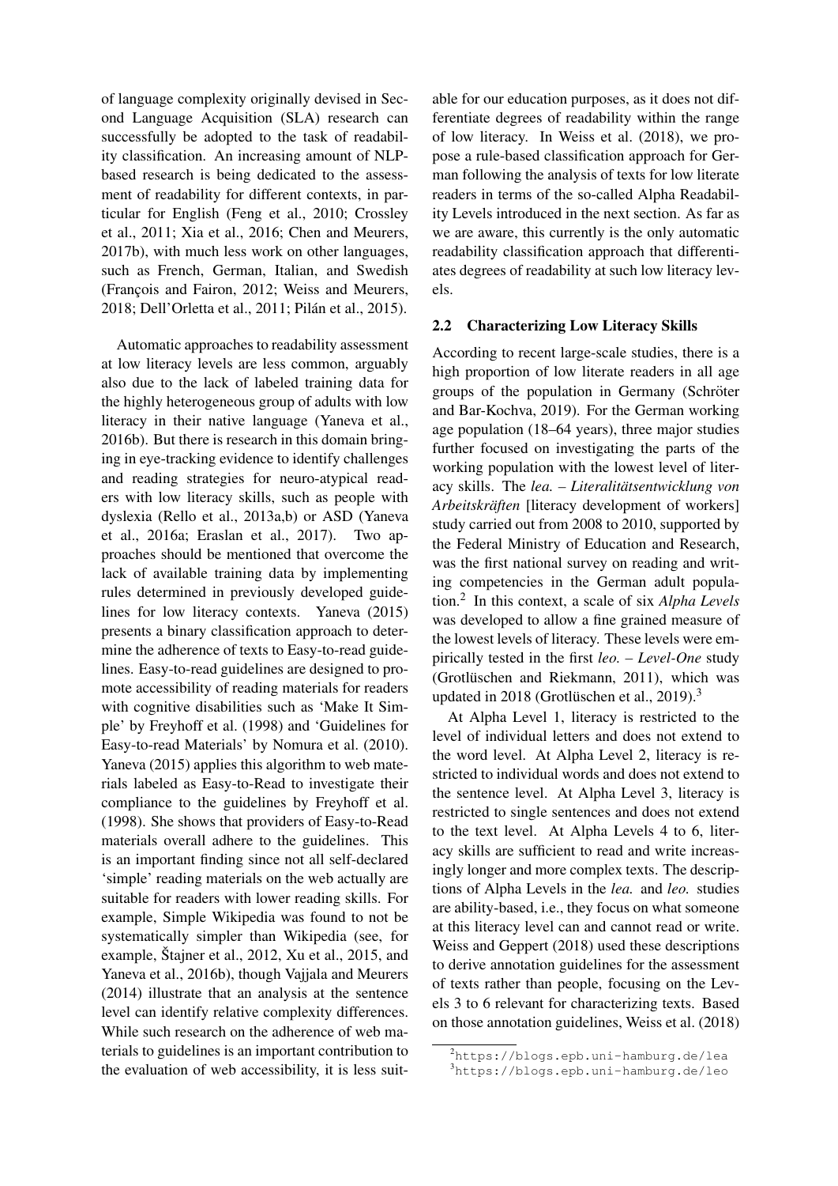of language complexity originally devised in Second Language Acquisition (SLA) research can successfully be adopted to the task of readability classification. An increasing amount of NLP-based research is being dedicated to the assessment of readability for different contexts, in particular for English (Feng et al., 2010; Crossley et al., 2011; Xia et al., 2016; Chen and Meurers, 2017b), with much less work on other languages, such as French, German, Italian, and Swedish (François and Fairon, 2012; Weiss and Meurers, 2018; Dell'Orletta et al., 2011; Pilán et al., 2015).

Automatic approaches to readability assessment at low literacy levels are less common, arguably also due to the lack of labeled training data for the highly heterogeneous group of adults with low literacy in their native language (Yaneva et al., 2016b). But there is research in this domain bringing in eye-tracking evidence to identify challenges and reading strategies for neuro-atypical readers with low literacy skills, such as people with dyslexia (Rello et al., 2013a,b) or ASD (Yaneva et al., 2016a; Eraslan et al., 2017). Two approaches should be mentioned that overcome the lack of available training data by implementing rules determined in previously developed guidelines for low literacy contexts. Yaneva (2015) presents a binary classification approach to determine the adherence of texts to Easy-to-read guidelines. Easy-to-read guidelines are designed to promote accessibility of reading materials for readers with cognitive disabilities such as 'Make It Simple' by Freyhoff et al. (1998) and 'Guidelines for Easy-to-read Materials' by Nomura et al. (2010). Yaneva (2015) applies this algorithm to web materials labeled as Easy-to-Read to investigate their compliance to the guidelines by Freyhoff et al. (1998). She shows that providers of Easy-to-Read materials overall adhere to the guidelines. This is an important finding since not all self-declared 'simple' reading materials on the web actually are suitable for readers with lower reading skills. For example, Simple Wikipedia was found to not be systematically simpler than Wikipedia (see, for example, Štajner et al., 2012, Xu et al., 2015, and Yaneva et al., 2016b), though Vajjala and Meurers (2014) illustrate that an analysis at the sentence level can identify relative complexity differences. While such research on the adherence of web materials to guidelines is an important contribution to the evaluation of web accessibility, it is less suitable for our education purposes, as it does not differentiate degrees of readability within the range of low literacy. In Weiss et al. (2018), we propose a rule-based classification approach for German following the analysis of texts for low literate readers in terms of the so-called Alpha Readability Levels introduced in the next section. As far as we are aware, this currently is the only automatic readability classification approach that differentiates degrees of readability at such low literacy levels.

### 2.2 Characterizing Low Literacy Skills

According to recent large-scale studies, there is a high proportion of low literate readers in all age groups of the population in Germany (Schröter and Bar-Kochva, 2019). For the German working age population (18–64 years), three major studies further focused on investigating the parts of the working population with the lowest level of literacy skills. The *lea. – Literalitätsentwicklung von Arbeitskräften* [literacy development of workers] study carried out from 2008 to 2010, supported by the Federal Ministry of Education and Research, was the first national survey on reading and writing competencies in the German adult population.[2] In this context, a scale of six *Alpha Levels* was developed to allow a fine grained measure of the lowest levels of literacy. These levels were empirically tested in the first *leo. – Level-One* study (Grotlüschen and Riekmann, 2011), which was updated in 2018 (Grotlüschen et al., 2019).[3]

At Alpha Level 1, literacy is restricted to the level of individual letters and does not extend to the word level. At Alpha Level 2, literacy is restricted to individual words and does not extend to the sentence level. At Alpha Level 3, literacy is restricted to single sentences and does not extend to the text level. At Alpha Levels 4 to 6, literacy skills are sufficient to read and write increasingly longer and more complex texts. The descriptions of Alpha Levels in the *lea.* and *leo.* studies are ability-based, i.e., they focus on what someone at this literacy level can and cannot read or write. Weiss and Geppert (2018) used these descriptions to derive annotation guidelines for the assessment of texts rather than people, focusing on the Levels 3 to 6 relevant for characterizing texts. Based on those annotation guidelines, Weiss et al. (2018)

[2] https://blogs.epb.uni-hamburg.de/lea

[3] https://blogs.epb.uni-hamburg.de/leo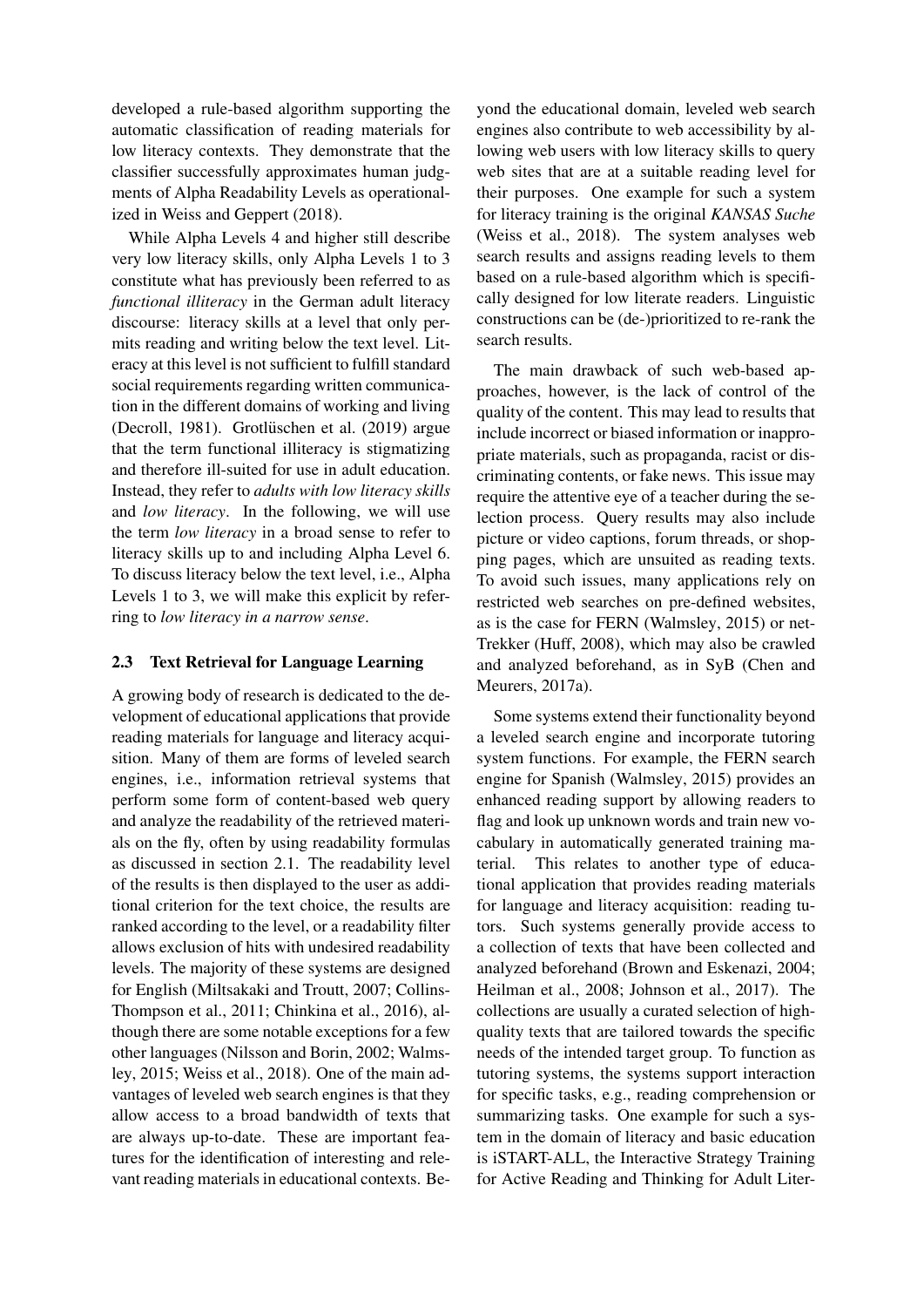developed a rule-based algorithm supporting the automatic classification of reading materials for low literacy contexts. They demonstrate that the classifier successfully approximates human judgments of Alpha Readability Levels as operationalized in Weiss and Geppert (2018).

While Alpha Levels 4 and higher still describe very low literacy skills, only Alpha Levels 1 to 3 constitute what has previously been referred to as *functional illiteracy* in the German adult literacy discourse: literacy skills at a level that only permits reading and writing below the text level. Literacy at this level is not sufficient to fulfill standard social requirements regarding written communication in the different domains of working and living (Decroll, 1981). Grotlüschen et al. (2019) argue that the term functional illiteracy is stigmatizing and therefore ill-suited for use in adult education. Instead, they refer to *adults with low literacy skills* and *low literacy*. In the following, we will use the term *low literacy* in a broad sense to refer to literacy skills up to and including Alpha Level 6. To discuss literacy below the text level, i.e., Alpha Levels 1 to 3, we will make this explicit by referring to *low literacy in a narrow sense*.

### 2.3 Text Retrieval for Language Learning

A growing body of research is dedicated to the development of educational applications that provide reading materials for language and literacy acquisition. Many of them are forms of leveled search engines, i.e., information retrieval systems that perform some form of content-based web query and analyze the readability of the retrieved materials on the fly, often by using readability formulas as discussed in section 2.1. The readability level of the results is then displayed to the user as additional criterion for the text choice, the results are ranked according to the level, or a readability filter allows exclusion of hits with undesired readability levels. The majority of these systems are designed for English (Miltsakaki and Troutt, 2007; Collins-Thompson et al., 2011; Chinkina et al., 2016), although there are some notable exceptions for a few other languages (Nilsson and Borin, 2002; Walmsley, 2015; Weiss et al., 2018). One of the main advantages of leveled web search engines is that they allow access to a broad bandwidth of texts that are always up-to-date. These are important features for the identification of interesting and relevant reading materials in educational contexts. Beyond the educational domain, leveled web search engines also contribute to web accessibility by allowing web users with low literacy skills to query web sites that are at a suitable reading level for their purposes. One example for such a system for literacy training is the original *KANSAS Suche* (Weiss et al., 2018). The system analyses web search results and assigns reading levels to them based on a rule-based algorithm which is specifically designed for low literate readers. Linguistic constructions can be (de-)prioritized to re-rank the search results.

The main drawback of such web-based approaches, however, is the lack of control of the quality of the content. This may lead to results that include incorrect or biased information or inappropriate materials, such as propaganda, racist or discriminating contents, or fake news. This issue may require the attentive eye of a teacher during the selection process. Query results may also include picture or video captions, forum threads, or shopping pages, which are unsuited as reading texts. To avoid such issues, many applications rely on restricted web searches on pre-defined websites, as is the case for FERN (Walmsley, 2015) or netTrekker (Huff, 2008), which may also be crawled and analyzed beforehand, as in SyB (Chen and Meurers, 2017a).

Some systems extend their functionality beyond a leveled search engine and incorporate tutoring system functions. For example, the FERN search engine for Spanish (Walmsley, 2015) provides an enhanced reading support by allowing readers to flag and look up unknown words and train new vocabulary in automatically generated training material. This relates to another type of educational application that provides reading materials for language and literacy acquisition: reading tutors. Such systems generally provide access to a collection of texts that have been collected and analyzed beforehand (Brown and Eskenazi, 2004; Heilman et al., 2008; Johnson et al., 2017). The collections are usually a curated selection of high-quality texts that are tailored towards the specific needs of the intended target group. To function as tutoring systems, the systems support interaction for specific tasks, e.g., reading comprehension or summarizing tasks. One example for such a system in the domain of literacy and basic education is iSTART-ALL, the Interactive Strategy Training for Active Reading and Thinking for Adult Liter-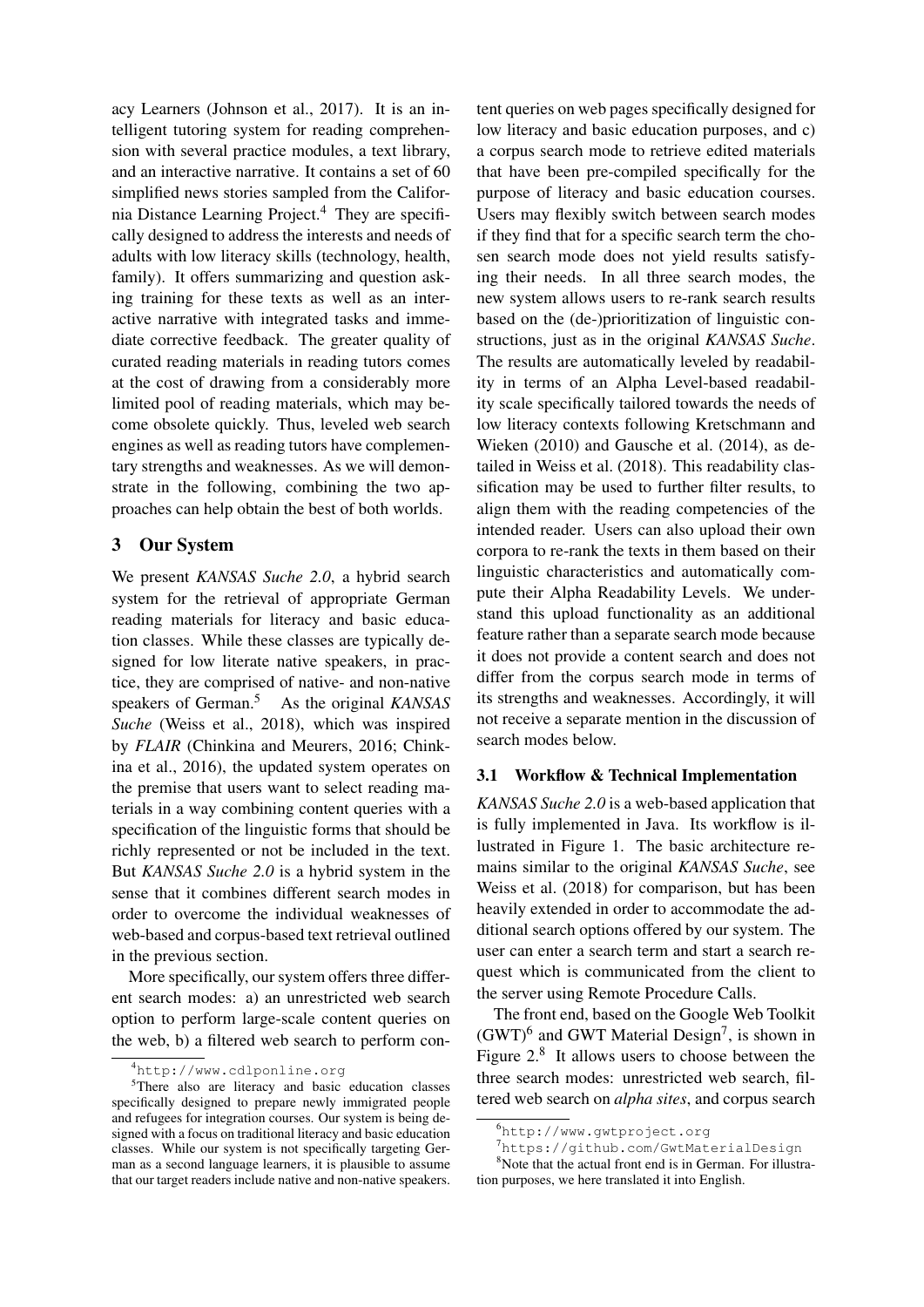acy Learners (Johnson et al., 2017). It is an intelligent tutoring system for reading comprehension with several practice modules, a text library, and an interactive narrative. It contains a set of 60 simplified news stories sampled from the California Distance Learning Project.[4] They are specifically designed to address the interests and needs of adults with low literacy skills (technology, health, family). It offers summarizing and question asking training for these texts as well as an interactive narrative with integrated tasks and immediate corrective feedback. The greater quality of curated reading materials in reading tutors comes at the cost of drawing from a considerably more limited pool of reading materials, which may become obsolete quickly. Thus, leveled web search engines as well as reading tutors have complementary strengths and weaknesses. As we will demonstrate in the following, combining the two approaches can help obtain the best of both worlds.

## 3 Our System

We present *KANSAS Suche 2.0*, a hybrid search system for the retrieval of appropriate German reading materials for literacy and basic education classes. While these classes are typically designed for low literate native speakers, in practice, they are comprised of native- and non-native speakers of German.[5] As the original *KANSAS Suche* (Weiss et al., 2018), which was inspired by *FLAIR* (Chinkina and Meurers, 2016; Chinkina et al., 2016), the updated system operates on the premise that users want to select reading materials in a way combining content queries with a specification of the linguistic forms that should be richly represented or not be included in the text. But *KANSAS Suche 2.0* is a hybrid system in the sense that it combines different search modes in order to overcome the individual weaknesses of web-based and corpus-based text retrieval outlined in the previous section.

More specifically, our system offers three different search modes: a) an unrestricted web search option to perform large-scale content queries on the web, b) a filtered web search to perform content queries on web pages specifically designed for low literacy and basic education purposes, and c) a corpus search mode to retrieve edited materials that have been pre-compiled specifically for the purpose of literacy and basic education courses. Users may flexibly switch between search modes if they find that for a specific search term the chosen search mode does not yield results satisfying their needs. In all three search modes, the new system allows users to re-rank search results based on the (de-)prioritization of linguistic constructions, just as in the original *KANSAS Suche*. The results are automatically leveled by readability in terms of an Alpha Level-based readability scale specifically tailored towards the needs of low literacy contexts following Kretschmann and Wieken (2010) and Gausche et al. (2014), as detailed in Weiss et al. (2018). This readability classification may be used to further filter results, to align them with the reading competencies of the intended reader. Users can also upload their own corpora to re-rank the texts in them based on their linguistic characteristics and automatically compute their Alpha Readability Levels. We understand this upload functionality as an additional feature rather than a separate search mode because it does not provide a content search and does not differ from the corpus search mode in terms of its strengths and weaknesses. Accordingly, it will not receive a separate mention in the discussion of search modes below.

### 3.1 Workflow & Technical Implementation

*KANSAS Suche 2.0* is a web-based application that is fully implemented in Java. Its workflow is illustrated in Figure 1. The basic architecture remains similar to the original *KANSAS Suche*, see Weiss et al. (2018) for comparison, but has been heavily extended in order to accommodate the additional search options offered by our system. The user can enter a search term and start a search request which is communicated from the client to the server using Remote Procedure Calls.

The front end, based on the Google Web Toolkit (GWT)[6] and GWT Material Design[7], is shown in Figure 2.[8] It allows users to choose between the three search modes: unrestricted web search, filtered web search on *alpha sites*, and corpus search

[4] http://www.cdlponline.org

[5] There also are literacy and basic education classes specifically designed to prepare newly immigrated people and refugees for integration courses. Our system is being designed with a focus on traditional literacy and basic education classes. While our system is not specifically targeting German as a second language learners, it is plausible to assume that our target readers include native and non-native speakers.

[6] http://www.gwtproject.org

[7] https://github.com/GwtMaterialDesign

[8] Note that the actual front end is in German. For illustration purposes, we here translated it into English.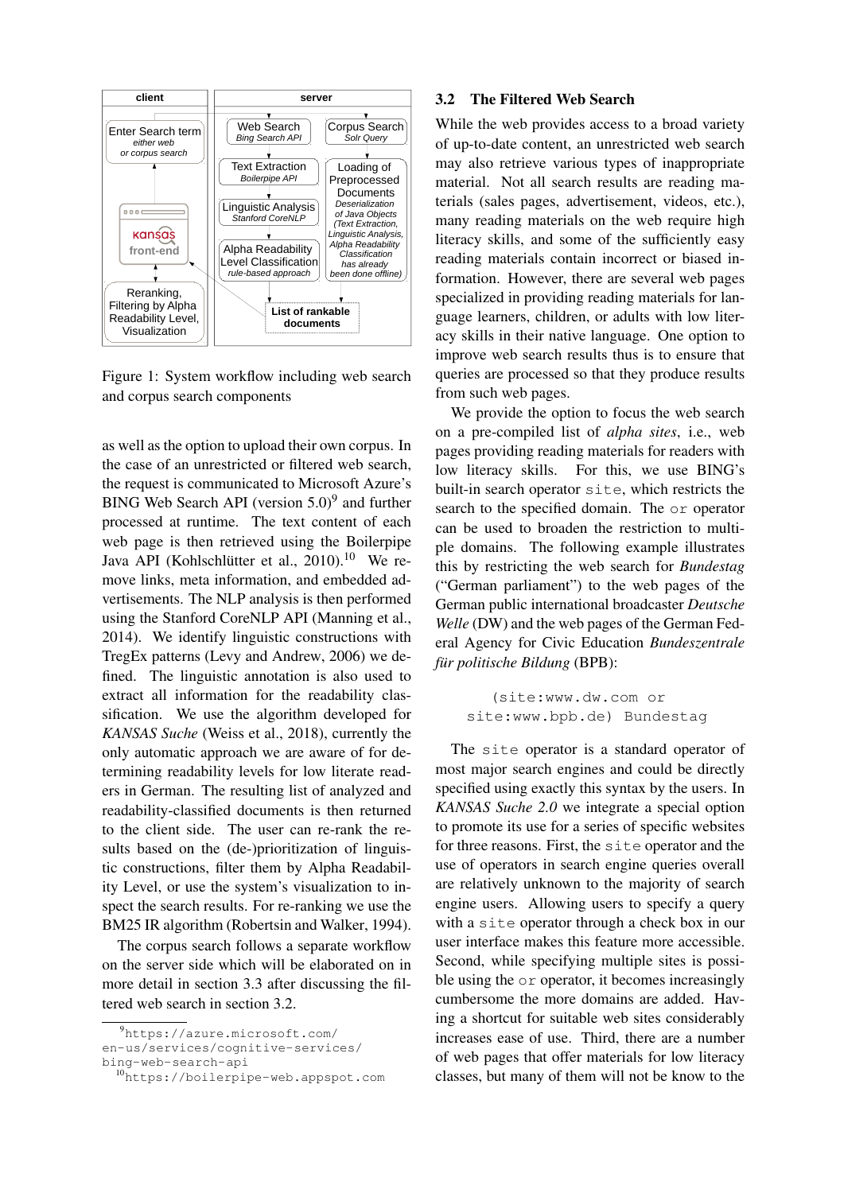Figure 1: System workflow including web search and corpus search components

as well as the option to upload their own corpus. In the case of an unrestricted or filtered web search, the request is communicated to Microsoft Azure's BING Web Search API (version 5.0)[9] and further processed at runtime. The text content of each web page is then retrieved using the Boilerpipe Java API (Kohlschütter et al., 2010).[10] We remove links, meta information, and embedded advertisements. The NLP analysis is then performed using the Stanford CoreNLP API (Manning et al., 2014). We identify linguistic constructions with TregEx patterns (Levy and Andrew, 2006) we defined. The linguistic annotation is also used to extract all information for the readability classification. We use the algorithm developed for *KANSAS Suche* (Weiss et al., 2018), currently the only automatic approach we are aware of for determining readability levels for low literate readers in German. The resulting list of analyzed and readability-classified documents is then returned to the client side. The user can re-rank the results based on the (de-)prioritization of linguistic constructions, filter them by Alpha Readability Level, or use the system's visualization to inspect the search results. For re-ranking we use the BM25 IR algorithm (Robertsin and Walker, 1994).

The corpus search follows a separate workflow on the server side which will be elaborated on in more detail in section 3.3 after discussing the filtered web search in section 3.2.

[9] https://azure.microsoft.com/en-us/services/cognitive-services/bing-web-search-api

[10] https://boilerpipe-web.appspot.com

## 3.2 The Filtered Web Search

While the web provides access to a broad variety of up-to-date content, an unrestricted web search may also retrieve various types of inappropriate material. Not all search results are reading materials (sales pages, advertisement, videos, etc.), many reading materials on the web require high literacy skills, and some of the sufficiently easy reading materials contain incorrect or biased information. However, there are several web pages specialized in providing reading materials for language learners, children, or adults with low literacy skills in their native language. One option to improve web search results thus is to ensure that queries are processed so that they produce results from such web pages.

We provide the option to focus the web search on a pre-compiled list of *alpha sites*, i.e., web pages providing reading materials for readers with low literacy skills. For this, we use BING's built-in search operator `site`, which restricts the search to the specified domain. The `or` operator can be used to broaden the restriction to multiple domains. The following example illustrates this by restricting the web search for *Bundestag* ("German parliament") to the web pages of the German public international broadcaster *Deutsche Welle* (DW) and the web pages of the German Federal Agency for Civic Education *Bundeszentrale für politische Bildung* (BPB):

```
(site:www.dw.com or
site:www.bpb.de) Bundestag
```

The `site` operator is a standard operator of most major search engines and could be directly specified using exactly this syntax by the users. In *KANSAS Suche 2.0* we integrate a special option to promote its use for a series of specific websites for three reasons. First, the `site` operator and the use of operators in search engine queries overall are relatively unknown to the majority of search engine users. Allowing users to specify a query with a `site` operator through a check box in our user interface makes this feature more accessible. Second, while specifying multiple sites is possible using the `or` operator, it becomes increasingly cumbersome the more domains are added. Having a shortcut for suitable web sites considerably increases ease of use. Third, there are a number of web pages that offer materials for low literacy classes, but many of them will not be know to the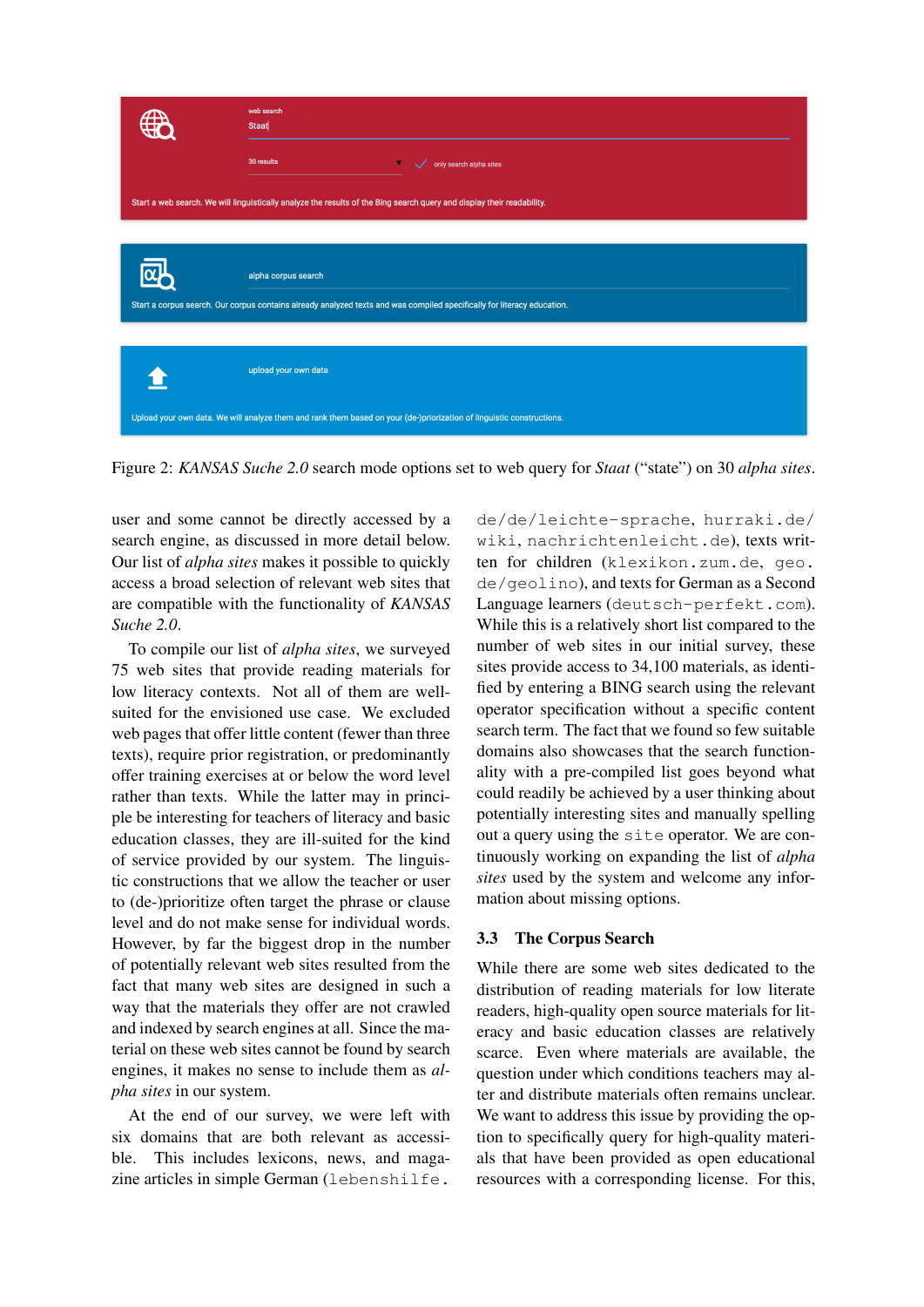Figure 2: *KANSAS Suche 2.0* search mode options set to web query for *Staat* ("state") on 30 *alpha sites*.

user and some cannot be directly accessed by a search engine, as discussed in more detail below. Our list of *alpha sites* makes it possible to quickly access a broad selection of relevant web sites that are compatible with the functionality of *KANSAS Suche 2.0*.

To compile our list of *alpha sites*, we surveyed 75 web sites that provide reading materials for low literacy contexts. Not all of them are well-suited for the envisioned use case. We excluded web pages that offer little content (fewer than three texts), require prior registration, or predominantly offer training exercises at or below the word level rather than texts. While the latter may in principle be interesting for teachers of literacy and basic education classes, they are ill-suited for the kind of service provided by our system. The linguistic constructions that we allow the teacher or user to (de-)prioritize often target the phrase or clause level and do not make sense for individual words. However, by far the biggest drop in the number of potentially relevant web sites resulted from the fact that many web sites are designed in such a way that the materials they offer are not crawled and indexed by search engines at all. Since the material on these web sites cannot be found by search engines, it makes no sense to include them as *alpha sites* in our system.

At the end of our survey, we were left with six domains that are both relevant as accessible. This includes lexicons, news, and magazine articles in simple German (`lebenshilfe.de/de/leichte-sprache`, `hurraki.de/wiki`, `nachrichtenleicht.de`), texts written for children (`klexikon.zum.de`, `geo.de/geolino`), and texts for German as a Second Language learners (`deutsch-perfekt.com`). While this is a relatively short list compared to the number of web sites in our initial survey, these sites provide access to 34,100 materials, as identified by entering a BING search using the relevant operator specification without a specific content search term. The fact that we found so few suitable domains also showcases that the search functionality with a pre-compiled list goes beyond what could readily be achieved by a user thinking about potentially interesting sites and manually spelling out a query using the `site` operator. We are continuously working on expanding the list of *alpha sites* used by the system and welcome any information about missing options.

### 3.3 The Corpus Search

While there are some web sites dedicated to the distribution of reading materials for low literate readers, high-quality open source materials for literacy and basic education classes are relatively scarce. Even where materials are available, the question under which conditions teachers may alter and distribute materials often remains unclear. We want to address this issue by providing the option to specifically query for high-quality materials that have been provided as open educational resources with a corresponding license. For this,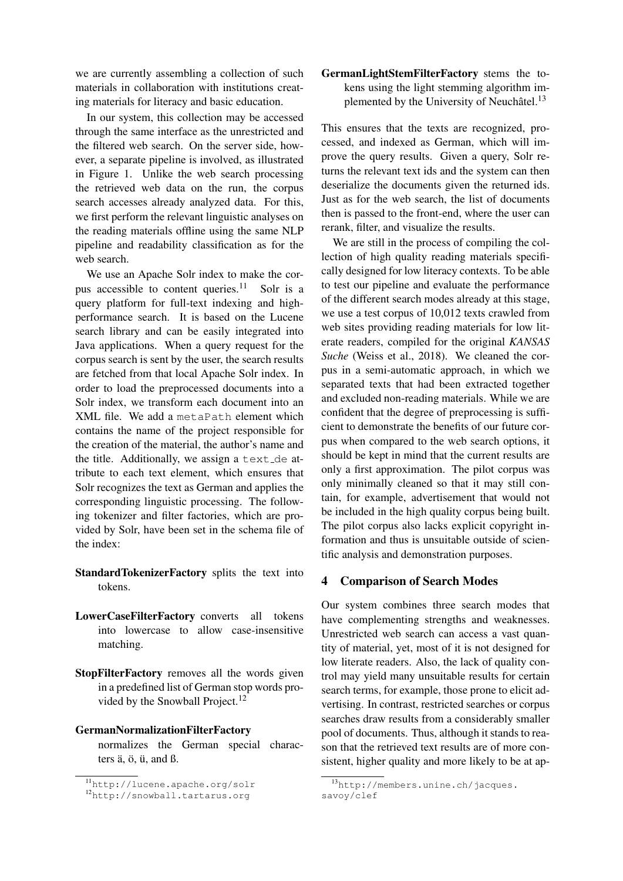we are currently assembling a collection of such materials in collaboration with institutions creating materials for literacy and basic education.

In our system, this collection may be accessed through the same interface as the unrestricted and the filtered web search. On the server side, however, a separate pipeline is involved, as illustrated in Figure 1. Unlike the web search processing the retrieved web data on the run, the corpus search accesses already analyzed data. For this, we first perform the relevant linguistic analyses on the reading materials offline using the same NLP pipeline and readability classification as for the web search.

We use an Apache Solr index to make the corpus accessible to content queries.[11] Solr is a query platform for full-text indexing and high-performance search. It is based on the Lucene search library and can be easily integrated into Java applications. When a query request for the corpus search is sent by the user, the search results are fetched from that local Apache Solr index. In order to load the preprocessed documents into a Solr index, we transform each document into an XML file. We add a `metaPath` element which contains the name of the project responsible for the creation of the material, the author's name and the title. Additionally, we assign a `text_de` attribute to each text element, which ensures that Solr recognizes the text as German and applies the corresponding linguistic processing. The following tokenizer and filter factories, which are provided by Solr, have been set in the schema file of the index:

**StandardTokenizerFactory** splits the text into tokens.

**LowerCaseFilterFactory** converts all tokens into lowercase to allow case-insensitive matching.

**StopFilterFactory** removes all the words given in a predefined list of German stop words provided by the Snowball Project.[12]

**GermanNormalizationFilterFactory** normalizes the German special characters ä, ö, ü, and ß.

**GermanLightStemFilterFactory** stems the tokens using the light stemming algorithm implemented by the University of Neuchâtel.[13]

This ensures that the texts are recognized, processed, and indexed as German, which will improve the query results. Given a query, Solr returns the relevant text ids and the system can then deserialize the documents given the returned ids. Just as for the web search, the list of documents then is passed to the front-end, where the user can rerank, filter, and visualize the results.

We are still in the process of compiling the collection of high quality reading materials specifically designed for low literacy contexts. To be able to test our pipeline and evaluate the performance of the different search modes already at this stage, we use a test corpus of 10,012 texts crawled from web sites providing reading materials for low literate readers, compiled for the original *KANSAS Suche* (Weiss et al., 2018). We cleaned the corpus in a semi-automatic approach, in which we separated texts that had been extracted together and excluded non-reading materials. While we are confident that the degree of preprocessing is sufficient to demonstrate the benefits of our future corpus when compared to the web search options, it should be kept in mind that the current results are only a first approximation. The pilot corpus was only minimally cleaned so that it may still contain, for example, advertisement that would not be included in the high quality corpus being built. The pilot corpus also lacks explicit copyright information and thus is unsuitable outside of scientific analysis and demonstration purposes.

## 4 Comparison of Search Modes

Our system combines three search modes that have complementing strengths and weaknesses. Unrestricted web search can access a vast quantity of material, yet, most of it is not designed for low literate readers. Also, the lack of quality control may yield many unsuitable results for certain search terms, for example, those prone to elicit advertising. In contrast, restricted searches or corpus searches draw results from a considerably smaller pool of documents. Thus, although it stands to reason that the retrieved text results are of more consistent, higher quality and more likely to be at ap-

[11] http://lucene.apache.org/solr

[12] http://snowball.tartarus.org

[13] http://members.unine.ch/jacques.savoy/clef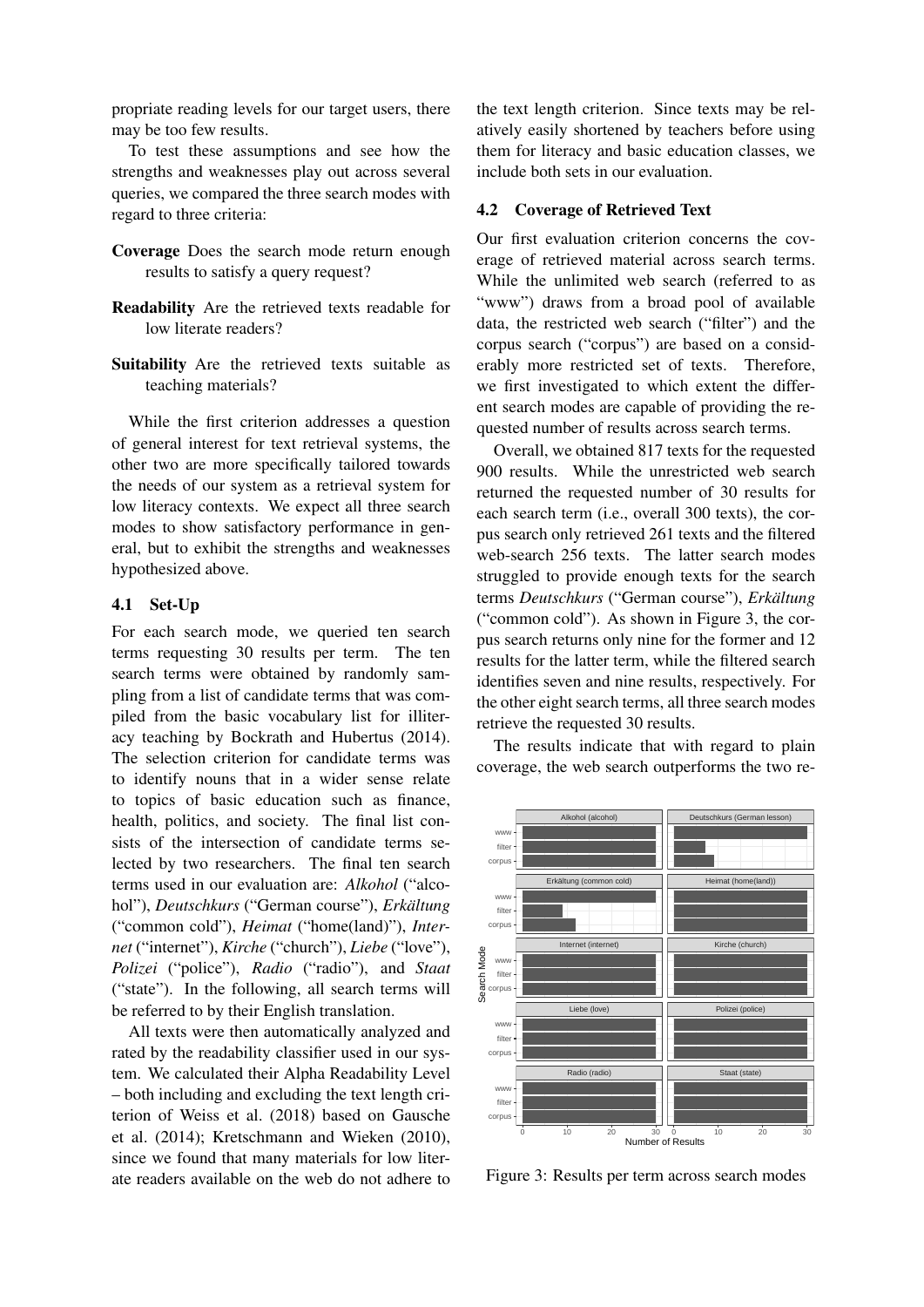propriate reading levels for our target users, there may be too few results.

To test these assumptions and see how the strengths and weaknesses play out across several queries, we compared the three search modes with regard to three criteria:

**Coverage** Does the search mode return enough results to satisfy a query request?

**Readability** Are the retrieved texts readable for low literate readers?

**Suitability** Are the retrieved texts suitable as teaching materials?

While the first criterion addresses a question of general interest for text retrieval systems, the other two are more specifically tailored towards the needs of our system as a retrieval system for low literacy contexts. We expect all three search modes to show satisfactory performance in general, but to exhibit the strengths and weaknesses hypothesized above.

### 4.1 Set-Up

For each search mode, we queried ten search terms requesting 30 results per term. The ten search terms were obtained by randomly sampling from a list of candidate terms that was compiled from the basic vocabulary list for illiteracy teaching by Bockrath and Hubertus (2014). The selection criterion for candidate terms was to identify nouns that in a wider sense relate to topics of basic education such as finance, health, politics, and society. The final list consists of the intersection of candidate terms selected by two researchers. The final ten search terms used in our evaluation are: *Alkohol* ("alcohol"), *Deutschkurs* ("German course"), *Erkältung* ("common cold"), *Heimat* ("home(land)"), *Internet* ("internet"), *Kirche* ("church"), *Liebe* ("love"), *Polizei* ("police"), *Radio* ("radio"), and *Staat* ("state"). In the following, all search terms will be referred to by their English translation.

All texts were then automatically analyzed and rated by the readability classifier used in our system. We calculated their Alpha Readability Level – both including and excluding the text length criterion of Weiss et al. (2018) based on Gausche et al. (2014); Kretschmann and Wieken (2010), since we found that many materials for low literate readers available on the web do not adhere to the text length criterion. Since texts may be relatively easily shortened by teachers before using them for literacy and basic education classes, we include both sets in our evaluation.

### 4.2 Coverage of Retrieved Text

Our first evaluation criterion concerns the coverage of retrieved material across search terms. While the unlimited web search (referred to as "www") draws from a broad pool of available data, the restricted web search ("filter") and the corpus search ("corpus") are based on a considerably more restricted set of texts. Therefore, we first investigated to which extent the different search modes are capable of providing the requested number of results across search terms.

Overall, we obtained 817 texts for the requested 900 results. While the unrestricted web search returned the requested number of 30 results for each search term (i.e., overall 300 texts), the corpus search only retrieved 261 texts and the filtered web-search 256 texts. The latter search modes struggled to provide enough texts for the search terms *Deutschkurs* ("German course"), *Erkältung* ("common cold"). As shown in Figure 3, the corpus search returns only nine for the former and 12 results for the latter term, while the filtered search identifies seven and nine results, respectively. For the other eight search terms, all three search modes retrieve the requested 30 results.

The results indicate that with regard to plain coverage, the web search outperforms the two re-

Figure 3: Results per term across search modes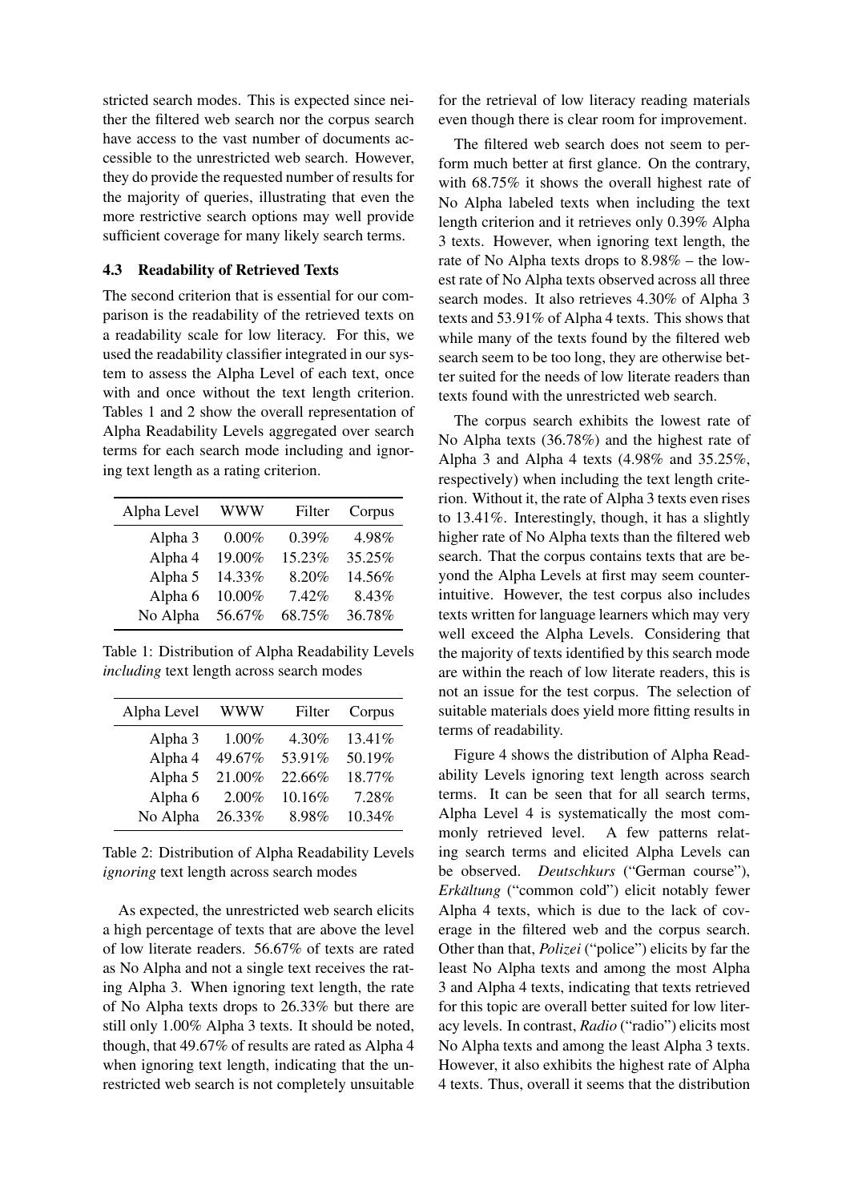stricted search modes. This is expected since neither the filtered web search nor the corpus search have access to the vast number of documents accessible to the unrestricted web search. However, they do provide the requested number of results for the majority of queries, illustrating that even the more restrictive search options may well provide sufficient coverage for many likely search terms.

### 4.3 Readability of Retrieved Texts

The second criterion that is essential for our comparison is the readability of the retrieved texts on a readability scale for low literacy. For this, we used the readability classifier integrated in our system to assess the Alpha Level of each text, once with and once without the text length criterion. Tables 1 and 2 show the overall representation of Alpha Readability Levels aggregated over search terms for each search mode including and ignoring text length as a rating criterion.

| Alpha Level | WWW | Filter | Corpus |
|---|---|---|---|
| Alpha 3 | 0.00% | 0.39% | 4.98% |
| Alpha 4 | 19.00% | 15.23% | 35.25% |
| Alpha 5 | 14.33% | 8.20% | 14.56% |
| Alpha 6 | 10.00% | 7.42% | 8.43% |
| No Alpha | 56.67% | 68.75% | 36.78% |

Table 1: Distribution of Alpha Readability Levels *including* text length across search modes

| Alpha Level | WWW | Filter | Corpus |
|---|---|---|---|
| Alpha 3 | 1.00% | 4.30% | 13.41% |
| Alpha 4 | 49.67% | 53.91% | 50.19% |
| Alpha 5 | 21.00% | 22.66% | 18.77% |
| Alpha 6 | 2.00% | 10.16% | 7.28% |
| No Alpha | 26.33% | 8.98% | 10.34% |

Table 2: Distribution of Alpha Readability Levels *ignoring* text length across search modes

As expected, the unrestricted web search elicits a high percentage of texts that are above the level of low literate readers. 56.67% of texts are rated as No Alpha and not a single text receives the rating Alpha 3. When ignoring text length, the rate of No Alpha texts drops to 26.33% but there are still only 1.00% Alpha 3 texts. It should be noted, though, that 49.67% of results are rated as Alpha 4 when ignoring text length, indicating that the unrestricted web search is not completely unsuitable for the retrieval of low literacy reading materials even though there is clear room for improvement.

The filtered web search does not seem to perform much better at first glance. On the contrary, with 68.75% it shows the overall highest rate of No Alpha labeled texts when including the text length criterion and it retrieves only 0.39% Alpha 3 texts. However, when ignoring text length, the rate of No Alpha texts drops to 8.98% – the lowest rate of No Alpha texts observed across all three search modes. It also retrieves 4.30% of Alpha 3 texts and 53.91% of Alpha 4 texts. This shows that while many of the texts found by the filtered web search seem to be too long, they are otherwise better suited for the needs of low literate readers than texts found with the unrestricted web search.

The corpus search exhibits the lowest rate of No Alpha texts (36.78%) and the highest rate of Alpha 3 and Alpha 4 texts (4.98% and 35.25%, respectively) when including the text length criterion. Without it, the rate of Alpha 3 texts even rises to 13.41%. Interestingly, though, it has a slightly higher rate of No Alpha texts than the filtered web search. That the corpus contains texts that are beyond the Alpha Levels at first may seem counterintuitive. However, the test corpus also includes texts written for language learners which may very well exceed the Alpha Levels. Considering that the majority of texts identified by this search mode are within the reach of low literate readers, this is not an issue for the test corpus. The selection of suitable materials does yield more fitting results in terms of readability.

Figure 4 shows the distribution of Alpha Readability Levels ignoring text length across search terms. It can be seen that for all search terms, Alpha Level 4 is systematically the most commonly retrieved level. A few patterns relating search terms and elicited Alpha Levels can be observed. *Deutschkurs* ("German course"), *Erkältung* ("common cold") elicit notably fewer Alpha 4 texts, which is due to the lack of coverage in the filtered web and the corpus search. Other than that, *Polizei* ("police") elicits by far the least No Alpha texts and among the most Alpha 3 and Alpha 4 texts, indicating that texts retrieved for this topic are overall better suited for low literacy levels. In contrast, *Radio* ("radio") elicits most No Alpha texts and among the least Alpha 3 texts. However, it also exhibits the highest rate of Alpha 4 texts. Thus, overall it seems that the distribution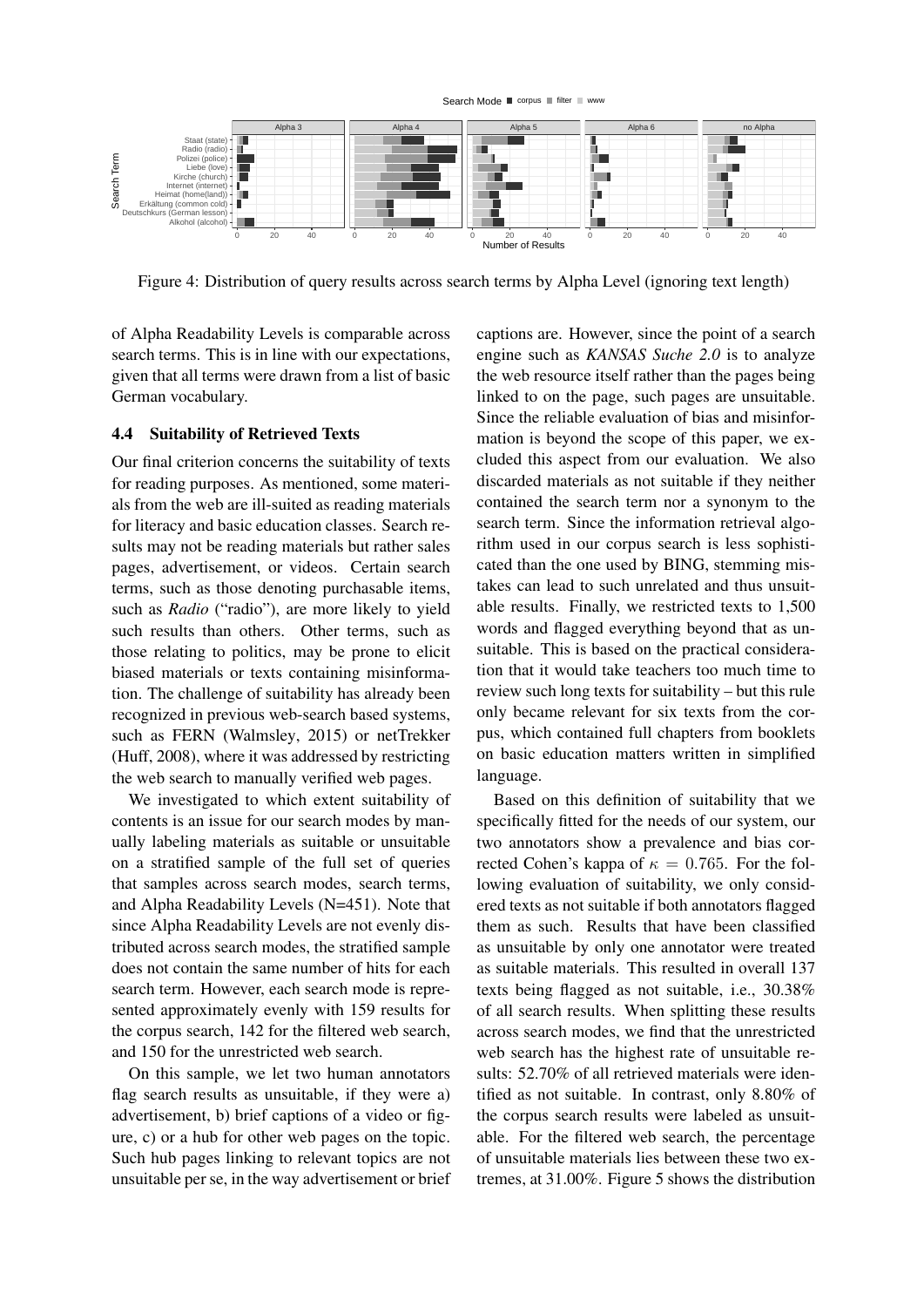Figure 4: Distribution of query results across search terms by Alpha Level (ignoring text length)

of Alpha Readability Levels is comparable across search terms. This is in line with our expectations, given that all terms were drawn from a list of basic German vocabulary.

### 4.4 Suitability of Retrieved Texts

Our final criterion concerns the suitability of texts for reading purposes. As mentioned, some materials from the web are ill-suited as reading materials for literacy and basic education classes. Search results may not be reading materials but rather sales pages, advertisement, or videos. Certain search terms, such as those denoting purchasable items, such as *Radio* ("radio"), are more likely to yield such results than others. Other terms, such as those relating to politics, may be prone to elicit biased materials or texts containing misinformation. The challenge of suitability has already been recognized in previous web-search based systems, such as FERN (Walmsley, 2015) or netTrekker (Huff, 2008), where it was addressed by restricting the web search to manually verified web pages.

We investigated to which extent suitability of contents is an issue for our search modes by manually labeling materials as suitable or unsuitable on a stratified sample of the full set of queries that samples across search modes, search terms, and Alpha Readability Levels (N=451). Note that since Alpha Readability Levels are not evenly distributed across search modes, the stratified sample does not contain the same number of hits for each search term. However, each search mode is represented approximately evenly with 159 results for the corpus search, 142 for the filtered web search, and 150 for the unrestricted web search.

On this sample, we let two human annotators flag search results as unsuitable, if they were a) advertisement, b) brief captions of a video or figure, c) or a hub for other web pages on the topic. Such hub pages linking to relevant topics are not unsuitable per se, in the way advertisement or brief captions are. However, since the point of a search engine such as *KANSAS Suche 2.0* is to analyze the web resource itself rather than the pages being linked to on the page, such pages are unsuitable. Since the reliable evaluation of bias and misinformation is beyond the scope of this paper, we excluded this aspect from our evaluation. We also discarded materials as not suitable if they neither contained the search term nor a synonym to the search term. Since the information retrieval algorithm used in our corpus search is less sophisticated than the one used by BING, stemming mistakes can lead to such unrelated and thus unsuitable results. Finally, we restricted texts to 1,500 words and flagged everything beyond that as unsuitable. This is based on the practical consideration that it would take teachers too much time to review such long texts for suitability – but this rule only became relevant for six texts from the corpus, which contained full chapters from booklets on basic education matters written in simplified language.

Based on this definition of suitability that we specifically fitted for the needs of our system, our two annotators show a prevalence and bias corrected Cohen's kappa of $\kappa = 0.765$. For the following evaluation of suitability, we only considered texts as not suitable if both annotators flagged them as such. Results that have been classified as unsuitable by only one annotator were treated as suitable materials. This resulted in overall 137 texts being flagged as not suitable, i.e., 30.38% of all search results. When splitting these results across search modes, we find that the unrestricted web search has the highest rate of unsuitable results: 52.70% of all retrieved materials were identified as not suitable. In contrast, only 8.80% of the corpus search results were labeled as unsuitable. For the filtered web search, the percentage of unsuitable materials lies between these two extremes, at 31.00%. Figure 5 shows the distribution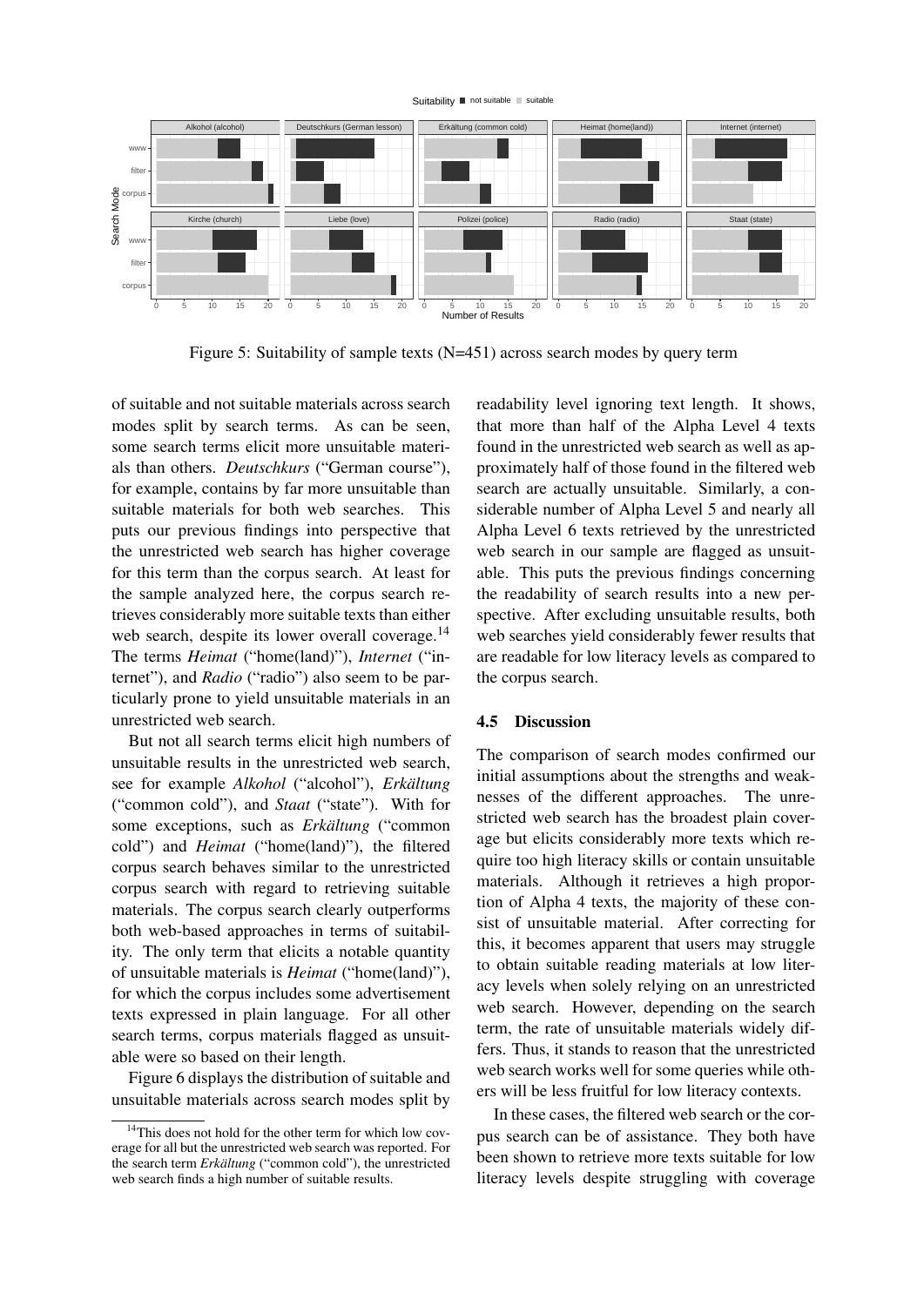Figure 5: Suitability of sample texts (N=451) across search modes by query term

of suitable and not suitable materials across search modes split by search terms. As can be seen, some search terms elicit more unsuitable materials than others. *Deutschkurs* ("German course"), for example, contains by far more unsuitable than suitable materials for both web searches. This puts our previous findings into perspective that the unrestricted web search has higher coverage for this term than the corpus search. At least for the sample analyzed here, the corpus search retrieves considerably more suitable texts than either web search, despite its lower overall coverage.[14] The terms *Heimat* ("home(land)"), *Internet* ("internet"), and *Radio* ("radio") also seem to be particularly prone to yield unsuitable materials in an unrestricted web search.

But not all search terms elicit high numbers of unsuitable results in the unrestricted web search, see for example *Alkohol* ("alcohol"), *Erkältung* ("common cold"), and *Staat* ("state"). With for some exceptions, such as *Erkältung* ("common cold") and *Heimat* ("home(land)"), the filtered corpus search behaves similar to the unrestricted corpus search with regard to retrieving suitable materials. The corpus search clearly outperforms both web-based approaches in terms of suitability. The only term that elicits a notable quantity of unsuitable materials is *Heimat* ("home(land)"), for which the corpus includes some advertisement texts expressed in plain language. For all other search terms, corpus materials flagged as unsuitable were so based on their length.

Figure 6 displays the distribution of suitable and unsuitable materials across search modes split by readability level ignoring text length. It shows, that more than half of the Alpha Level 4 texts found in the unrestricted web search as well as approximately half of those found in the filtered web search are actually unsuitable. Similarly, a considerable number of Alpha Level 5 and nearly all Alpha Level 6 texts retrieved by the unrestricted web search in our sample are flagged as unsuitable. This puts the previous findings concerning the readability of search results into a new perspective. After excluding unsuitable results, both web searches yield considerably fewer results that are readable for low literacy levels as compared to the corpus search.

### 4.5 Discussion

The comparison of search modes confirmed our initial assumptions about the strengths and weaknesses of the different approaches. The unrestricted web search has the broadest plain coverage but elicits considerably more texts which require too high literacy skills or contain unsuitable materials. Although it retrieves a high proportion of Alpha 4 texts, the majority of these consist of unsuitable material. After correcting for this, it becomes apparent that users may struggle to obtain suitable reading materials at low literacy levels when solely relying on an unrestricted web search. However, depending on the search term, the rate of unsuitable materials widely differs. Thus, it stands to reason that the unrestricted web search works well for some queries while others will be less fruitful for low literacy contexts.

In these cases, the filtered web search or the corpus search can be of assistance. They both have been shown to retrieve more texts suitable for low literacy levels despite struggling with coverage

[14] This does not hold for the other term for which low coverage for all but the unrestricted web search was reported. For the search term *Erkältung* ("common cold"), the unrestricted web search finds a high number of suitable results.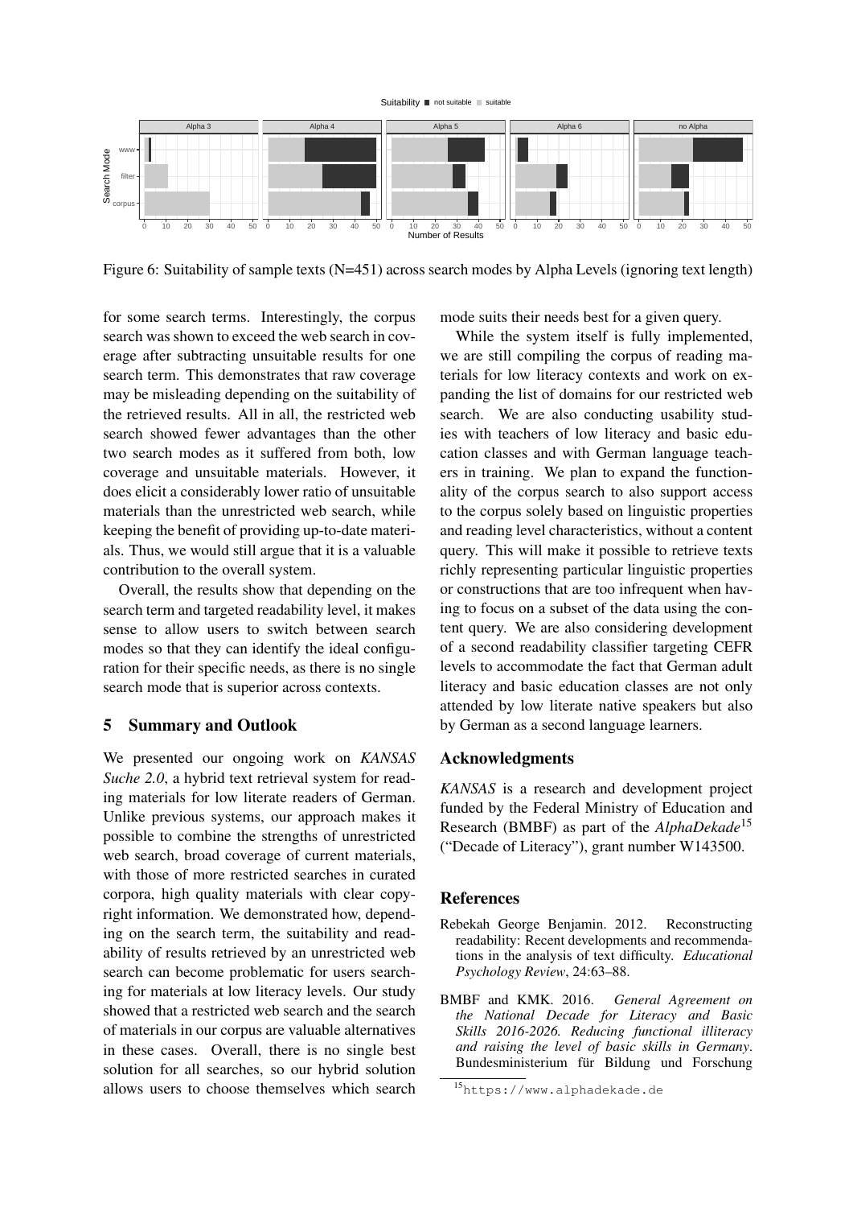Figure 6: Suitability of sample texts (N=451) across search modes by Alpha Levels (ignoring text length)

for some search terms. Interestingly, the corpus search was shown to exceed the web search in coverage after subtracting unsuitable results for one search term. This demonstrates that raw coverage may be misleading depending on the suitability of the retrieved results. All in all, the restricted web search showed fewer advantages than the other two search modes as it suffered from both, low coverage and unsuitable materials. However, it does elicit a considerably lower ratio of unsuitable materials than the unrestricted web search, while keeping the benefit of providing up-to-date materials. Thus, we would still argue that it is a valuable contribution to the overall system.

Overall, the results show that depending on the search term and targeted readability level, it makes sense to allow users to switch between search modes so that they can identify the ideal configuration for their specific needs, as there is no single search mode that is superior across contexts.

## 5 Summary and Outlook

We presented our ongoing work on *KANSAS Suche 2.0*, a hybrid text retrieval system for reading materials for low literate readers of German. Unlike previous systems, our approach makes it possible to combine the strengths of unrestricted web search, broad coverage of current materials, with those of more restricted searches in curated corpora, high quality materials with clear copyright information. We demonstrated how, depending on the search term, the suitability and readability of results retrieved by an unrestricted web search can become problematic for users searching for materials at low literacy levels. Our study showed that a restricted web search and the search of materials in our corpus are valuable alternatives in these cases. Overall, there is no single best solution for all searches, so our hybrid solution allows users to choose themselves which search mode suits their needs best for a given query.

While the system itself is fully implemented, we are still compiling the corpus of reading materials for low literacy contexts and work on expanding the list of domains for our restricted web search. We are also conducting usability studies with teachers of low literacy and basic education classes and with German language teachers in training. We plan to expand the functionality of the corpus search to also support access to the corpus solely based on linguistic properties and reading level characteristics, without a content query. This will make it possible to retrieve texts richly representing particular linguistic properties or constructions that are too infrequent when having to focus on a subset of the data using the content query. We are also considering development of a second readability classifier targeting CEFR levels to accommodate the fact that German adult literacy and basic education classes are not only attended by low literate native speakers but also by German as a second language learners.

## Acknowledgments

*KANSAS* is a research and development project funded by the Federal Ministry of Education and Research (BMBF) as part of the *AlphaDekade*[15] ("Decade of Literacy"), grant number W143500.

## References

Rebekah George Benjamin. 2012. Reconstructing readability: Recent developments and recommendations in the analysis of text difficulty. *Educational Psychology Review*, 24:63–88.

BMBF and KMK. 2016. *General Agreement on the National Decade for Literacy and Basic Skills 2016-2026. Reducing functional illiteracy and raising the level of basic skills in Germany*. Bundesministerium für Bildung und Forschung

[15] https://www.alphadekade.de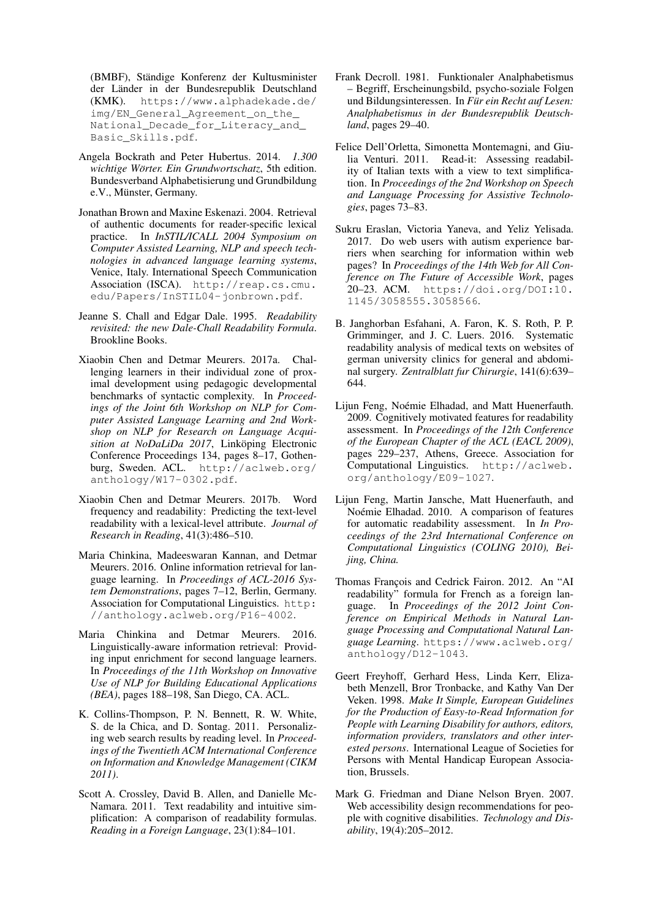(BMBF), Ständige Konferenz der Kultusminister der Länder in der Bundesrepublik Deutschland (KMK). https://www.alphadekade.de/img/EN_General_Agreement_on_the_National_Decade_for_Literacy_and_Basic_Skills.pdf.

Angela Bockrath and Peter Hubertus. 2014. *1.300 wichtige Wörter. Ein Grundwortschatz*, 5th edition. Bundesverband Alphabetisierung und Grundbildung e.V., Münster, Germany.

Jonathan Brown and Maxine Eskenazi. 2004. Retrieval of authentic documents for reader-specific lexical practice. In *InSTIL/ICALL 2004 Symposium on Computer Assisted Learning, NLP and speech technologies in advanced language learning systems*, Venice, Italy. International Speech Communication Association (ISCA). http://reap.cs.cmu.edu/Papers/InSTIL04-jonbrown.pdf.

Jeanne S. Chall and Edgar Dale. 1995. *Readability revisited: the new Dale-Chall Readability Formula*. Brookline Books.

Xiaobin Chen and Detmar Meurers. 2017a. Challenging learners in their individual zone of proximal development using pedagogic developmental benchmarks of syntactic complexity. In *Proceedings of the Joint 6th Workshop on NLP for Computer Assisted Language Learning and 2nd Workshop on NLP for Research on Language Acquisition at NoDaLiDa 2017*, Linköping Electronic Conference Proceedings 134, pages 8–17, Gothenburg, Sweden. ACL. http://aclweb.org/anthology/W17-0302.pdf.

Xiaobin Chen and Detmar Meurers. 2017b. Word frequency and readability: Predicting the text-level readability with a lexical-level attribute. *Journal of Research in Reading*, 41(3):486–510.

Maria Chinkina, Madeeswaran Kannan, and Detmar Meurers. 2016. Online information retrieval for language learning. In *Proceedings of ACL-2016 System Demonstrations*, pages 7–12, Berlin, Germany. Association for Computational Linguistics. http://anthology.aclweb.org/P16-4002.

Maria Chinkina and Detmar Meurers. 2016. Linguistically-aware information retrieval: Providing input enrichment for second language learners. In *Proceedings of the 11th Workshop on Innovative Use of NLP for Building Educational Applications (BEA)*, pages 188–198, San Diego, CA. ACL.

K. Collins-Thompson, P. N. Bennett, R. W. White, S. de la Chica, and D. Sontag. 2011. Personalizing web search results by reading level. In *Proceedings of the Twentieth ACM International Conference on Information and Knowledge Management (CIKM 2011)*.

Scott A. Crossley, David B. Allen, and Danielle McNamara. 2011. Text readability and intuitive simplification: A comparison of readability formulas. *Reading in a Foreign Language*, 23(1):84–101.

Frank Decroll. 1981. Funktionaler Analphabetismus – Begriff, Erscheinungsbild, psycho-soziale Folgen und Bildungsinteressen. In *Für ein Recht auf Lesen: Analphabetismus in der Bundesrepublik Deutschland*, pages 29–40.

Felice Dell'Orletta, Simonetta Montemagni, and Giulia Venturi. 2011. Read-it: Assessing readability of Italian texts with a view to text simplification. In *Proceedings of the 2nd Workshop on Speech and Language Processing for Assistive Technologies*, pages 73–83.

Sukru Eraslan, Victoria Yaneva, and Yeliz Yelisada. 2017. Do web users with autism experience barriers when searching for information within web pages? In *Proceedings of the 14th Web for All Conference on The Future of Accessible Work*, pages 20–23. ACM. https://doi.org/DOI:10.1145/3058555.3058566.

B. Janghorban Esfahani, A. Faron, K. S. Roth, P. P. Grimminger, and J. C. Luers. 2016. Systematic readability analysis of medical texts on websites of german university clinics for general and abdominal surgery. *Zentralblatt fur Chirurgie*, 141(6):639–644.

Lijun Feng, Noémie Elhadad, and Matt Huenerfauth. 2009. Cognitively motivated features for readability assessment. In *Proceedings of the 12th Conference of the European Chapter of the ACL (EACL 2009)*, pages 229–237, Athens, Greece. Association for Computational Linguistics. http://aclweb.org/anthology/E09-1027.

Lijun Feng, Martin Jansche, Matt Huenerfauth, and Noémie Elhadad. 2010. A comparison of features for automatic readability assessment. In *In Proceedings of the 23rd International Conference on Computational Linguistics (COLING 2010), Beijing, China.*

Thomas François and Cedrick Fairon. 2012. An "AI readability" formula for French as a foreign language. In *Proceedings of the 2012 Joint Conference on Empirical Methods in Natural Language Processing and Computational Natural Language Learning*. https://www.aclweb.org/anthology/D12-1043.

Geert Freyhoff, Gerhard Hess, Linda Kerr, Elizabeth Menzell, Bror Tronbacke, and Kathy Van Der Veken. 1998. *Make It Simple, European Guidelines for the Production of Easy-to-Read Information for People with Learning Disability for authors, editors, information providers, translators and other interested persons*. International League of Societies for Persons with Mental Handicap European Association, Brussels.

Mark G. Friedman and Diane Nelson Bryen. 2007. Web accessibility design recommendations for people with cognitive disabilities. *Technology and Disability*, 19(4):205–2012.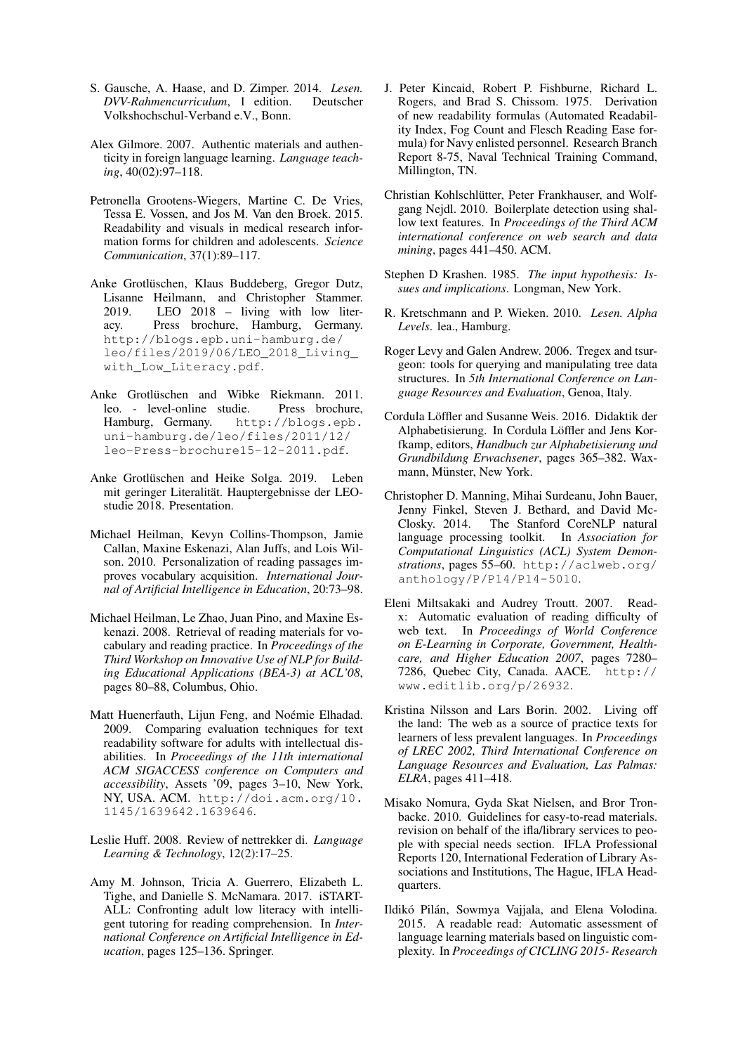S. Gausche, A. Haase, and D. Zimper. 2014. *Lesen. DVV-Rahmencurriculum*, 1 edition. Deutscher Volkshochschul-Verband e.V., Bonn.

Alex Gilmore. 2007. Authentic materials and authenticity in foreign language learning. *Language teaching*, 40(02):97–118.

Petronella Grootens-Wiegers, Martine C. De Vries, Tessa E. Vossen, and Jos M. Van den Broek. 2015. Readability and visuals in medical research information forms for children and adolescents. *Science Communication*, 37(1):89–117.

Anke Grotlüschen, Klaus Buddeberg, Gregor Dutz, Lisanne Heilmann, and Christopher Stammer. 2019. LEO 2018 – living with low literacy. Press brochure, Hamburg, Germany. http://blogs.epb.uni-hamburg.de/leo/files/2019/06/LEO_2018_Living_with_Low_Literacy.pdf.

Anke Grotlüschen and Wibke Riekmann. 2011. leo. - level-online studie. Press brochure, Hamburg, Germany. http://blogs.epb.uni-hamburg.de/leo/files/2011/12/leo-Press-brochure15-12-2011.pdf.

Anke Grotlüschen and Heike Solga. 2019. Leben mit geringer Literalität. Hauptergebnisse der LEO-studie 2018. Presentation.

Michael Heilman, Kevyn Collins-Thompson, Jamie Callan, Maxine Eskenazi, Alan Juffs, and Lois Wilson. 2010. Personalization of reading passages improves vocabulary acquisition. *International Journal of Artificial Intelligence in Education*, 20:73–98.

Michael Heilman, Le Zhao, Juan Pino, and Maxine Eskenazi. 2008. Retrieval of reading materials for vocabulary and reading practice. In *Proceedings of the Third Workshop on Innovative Use of NLP for Building Educational Applications (BEA-3) at ACL'08*, pages 80–88, Columbus, Ohio.

Matt Huenerfauth, Lijun Feng, and Noémie Elhadad. 2009. Comparing evaluation techniques for text readability software for adults with intellectual disabilities. In *Proceedings of the 11th international ACM SIGACCESS conference on Computers and accessibility*, Assets '09, pages 3–10, New York, NY, USA. ACM. http://doi.acm.org/10.1145/1639642.1639646.

Leslie Huff. 2008. Review of nettrekker di. *Language Learning & Technology*, 12(2):17–25.

Amy M. Johnson, Tricia A. Guerrero, Elizabeth L. Tighe, and Danielle S. McNamara. 2017. iSTART-ALL: Confronting adult low literacy with intelligent tutoring for reading comprehension. In *International Conference on Artificial Intelligence in Education*, pages 125–136. Springer.

J. Peter Kincaid, Robert P. Fishburne, Richard L. Rogers, and Brad S. Chissom. 1975. Derivation of new readability formulas (Automated Readability Index, Fog Count and Flesch Reading Ease formula) for Navy enlisted personnel. Research Branch Report 8-75, Naval Technical Training Command, Millington, TN.

Christian Kohlschlütter, Peter Frankhauser, and Wolfgang Nejdl. 2010. Boilerplate detection using shallow text features. In *Proceedings of the Third ACM international conference on web search and data mining*, pages 441–450. ACM.

Stephen D Krashen. 1985. *The input hypothesis: Issues and implications*. Longman, New York.

R. Kretschmann and P. Wieken. 2010. *Lesen. Alpha Levels*. lea., Hamburg.

Roger Levy and Galen Andrew. 2006. Tregex and tsurgeon: tools for querying and manipulating tree data structures. In *5th International Conference on Language Resources and Evaluation*, Genoa, Italy.

Cordula Löffler and Susanne Weis. 2016. Didaktik der Alphabetisierung. In Cordula Löffler and Jens Korfkamp, editors, *Handbuch zur Alphabetisierung und Grundbildung Erwachsener*, pages 365–382. Waxmann, Münster, New York.

Christopher D. Manning, Mihai Surdeanu, John Bauer, Jenny Finkel, Steven J. Bethard, and David McClosky. 2014. The Stanford CoreNLP natural language processing toolkit. In *Association for Computational Linguistics (ACL) System Demonstrations*, pages 55–60. http://aclweb.org/anthology/P/P14/P14-5010.

Eleni Miltsakaki and Audrey Troutt. 2007. Read-x: Automatic evaluation of reading difficulty of web text. In *Proceedings of World Conference on E-Learning in Corporate, Government, Healthcare, and Higher Education 2007*, pages 7280–7286, Quebec City, Canada. AACE. http://www.editlib.org/p/26932.

Kristina Nilsson and Lars Borin. 2002. Living off the land: The web as a source of practice texts for learners of less prevalent languages. In *Proceedings of LREC 2002, Third International Conference on Language Resources and Evaluation, Las Palmas: ELRA*, pages 411–418.

Misako Nomura, Gyda Skat Nielsen, and Bror Tronbacke. 2010. Guidelines for easy-to-read materials. revision on behalf of the ifla/library services to people with special needs section. IFLA Professional Reports 120, International Federation of Library Associations and Institutions, The Hague, IFLA Headquarters.

Ildikó Pilán, Sowmya Vajjala, and Elena Volodina. 2015. A readable read: Automatic assessment of language learning materials based on linguistic complexity. In *Proceedings of CICLING 2015- Research*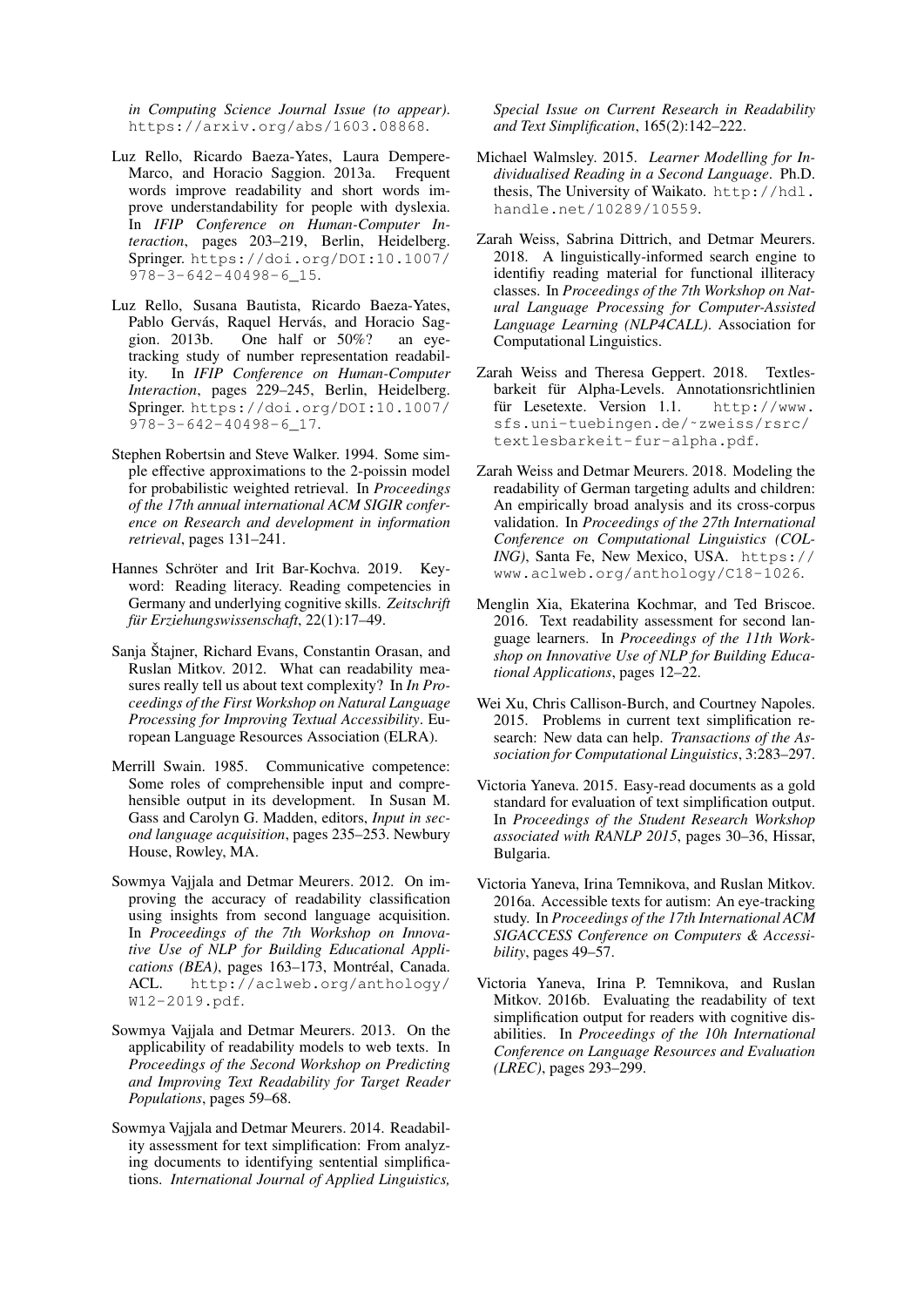*in Computing Science Journal Issue (to appear)*. https://arxiv.org/abs/1603.08868.

Luz Rello, Ricardo Baeza-Yates, Laura Dempere-Marco, and Horacio Saggion. 2013a. Frequent words improve readability and short words improve understandability for people with dyslexia. In *IFIP Conference on Human-Computer Interaction*, pages 203–219, Berlin, Heidelberg. Springer. https://doi.org/DOI:10.1007/978-3-642-40498-6_15.

Luz Rello, Susana Bautista, Ricardo Baeza-Yates, Pablo Gervás, Raquel Hervás, and Horacio Saggion. 2013b. One half or 50%? an eye-tracking study of number representation readability. In *IFIP Conference on Human-Computer Interaction*, pages 229–245, Berlin, Heidelberg. Springer. https://doi.org/DOI:10.1007/978-3-642-40498-6_17.

Stephen Robertsin and Steve Walker. 1994. Some simple effective approximations to the 2-poissin model for probabilistic weighted retrieval. In *Proceedings of the 17th annual international ACM SIGIR conference on Research and development in information retrieval*, pages 131–241.

Hannes Schröter and Irit Bar-Kochva. 2019. Keyword: Reading literacy. Reading competencies in Germany and underlying cognitive skills. *Zeitschrift für Erziehungswissenschaft*, 22(1):17–49.

Sanja Štajner, Richard Evans, Constantin Orasan, and Ruslan Mitkov. 2012. What can readability measures really tell us about text complexity? In *In Proceedings of the First Workshop on Natural Language Processing for Improving Textual Accessibility*. European Language Resources Association (ELRA).

Merrill Swain. 1985. Communicative competence: Some roles of comprehensible input and comprehensible output in its development. In Susan M. Gass and Carolyn G. Madden, editors, *Input in second language acquisition*, pages 235–253. Newbury House, Rowley, MA.

Sowmya Vajjala and Detmar Meurers. 2012. On improving the accuracy of readability classification using insights from second language acquisition. In *Proceedings of the 7th Workshop on Innovative Use of NLP for Building Educational Applications (BEA)*, pages 163–173, Montréal, Canada. ACL. http://aclweb.org/anthology/W12-2019.pdf.

Sowmya Vajjala and Detmar Meurers. 2013. On the applicability of readability models to web texts. In *Proceedings of the Second Workshop on Predicting and Improving Text Readability for Target Reader Populations*, pages 59–68.

Sowmya Vajjala and Detmar Meurers. 2014. Readability assessment for text simplification: From analyzing documents to identifying sentential simplifications. *International Journal of Applied Linguistics, Special Issue on Current Research in Readability and Text Simplification*, 165(2):142–222.

Michael Walmsley. 2015. *Learner Modelling for Individualised Reading in a Second Language*. Ph.D. thesis, The University of Waikato. http://hdl.handle.net/10289/10559.

Zarah Weiss, Sabrina Dittrich, and Detmar Meurers. 2018. A linguistically-informed search engine to identifiy reading material for functional illiteracy classes. In *Proceedings of the 7th Workshop on Natural Language Processing for Computer-Assisted Language Learning (NLP4CALL)*. Association for Computational Linguistics.

Zarah Weiss and Theresa Geppert. 2018. Textlesbarkeit für Alpha-Levels. Annotationsrichtlinien für Lesetexte. Version 1.1. http://www.sfs.uni-tuebingen.de/~zweiss/rsrc/textlesbarkeit-fur-alpha.pdf.

Zarah Weiss and Detmar Meurers. 2018. Modeling the readability of German targeting adults and children: An empirically broad analysis and its cross-corpus validation. In *Proceedings of the 27th International Conference on Computational Linguistics (COLING)*, Santa Fe, New Mexico, USA. https://www.aclweb.org/anthology/C18-1026.

Menglin Xia, Ekaterina Kochmar, and Ted Briscoe. 2016. Text readability assessment for second language learners. In *Proceedings of the 11th Workshop on Innovative Use of NLP for Building Educational Applications*, pages 12–22.

Wei Xu, Chris Callison-Burch, and Courtney Napoles. 2015. Problems in current text simplification research: New data can help. *Transactions of the Association for Computational Linguistics*, 3:283–297.

Victoria Yaneva. 2015. Easy-read documents as a gold standard for evaluation of text simplification output. In *Proceedings of the Student Research Workshop associated with RANLP 2015*, pages 30–36, Hissar, Bulgaria.

Victoria Yaneva, Irina Temnikova, and Ruslan Mitkov. 2016a. Accessible texts for autism: An eye-tracking study. In *Proceedings of the 17th International ACM SIGACCESS Conference on Computers & Accessibility*, pages 49–57.

Victoria Yaneva, Irina P. Temnikova, and Ruslan Mitkov. 2016b. Evaluating the readability of text simplification output for readers with cognitive disabilities. In *Proceedings of the 10h International Conference on Language Resources and Evaluation (LREC)*, pages 293–299.